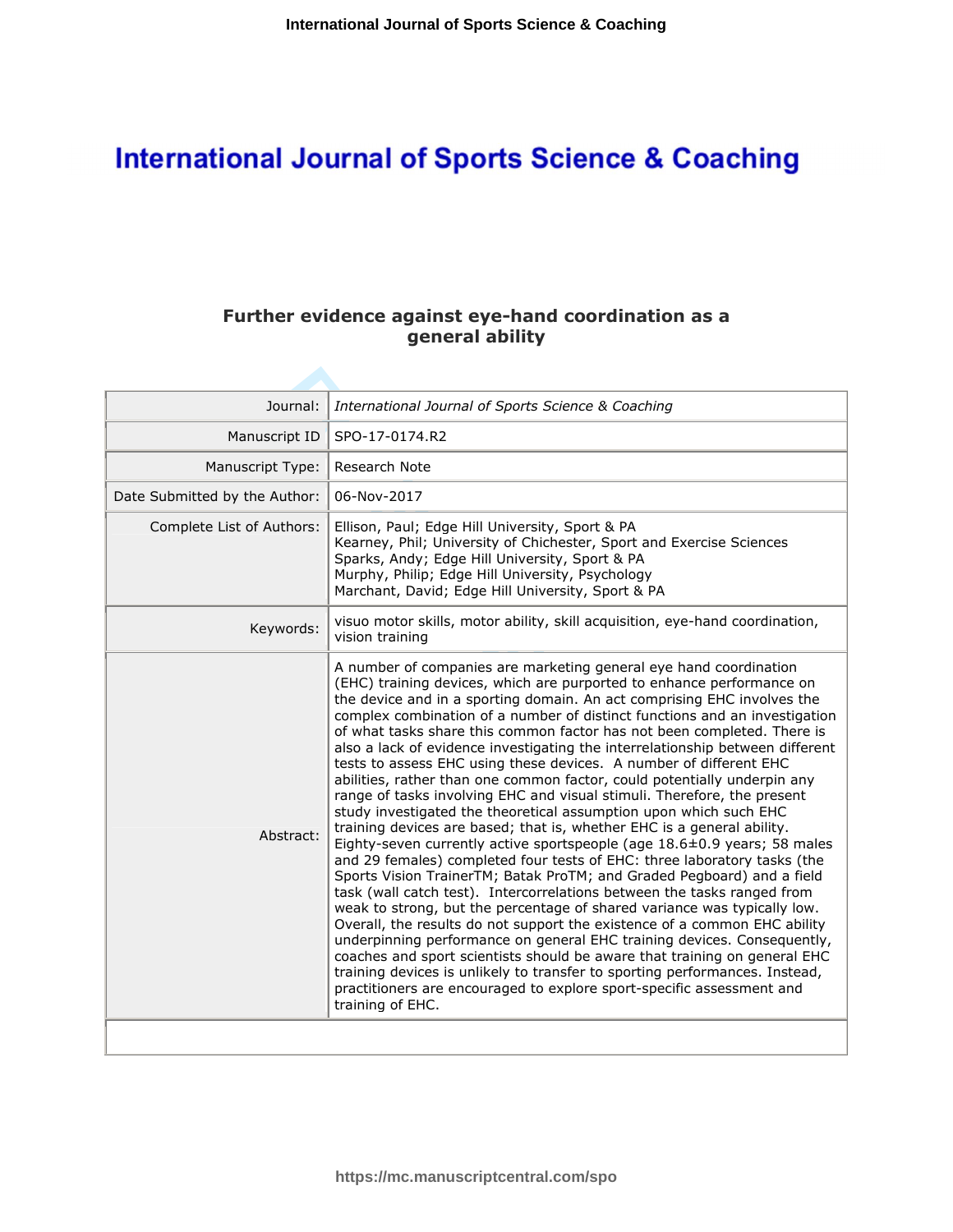# International Journal of Sports Science & Coaching

## Further evidence against eye-hand coordination as a general ability

| | |
|---|---|
| Journal: | *International Journal of Sports Science & Coaching* |
| Manuscript ID | SPO-17-0174.R2 |
| Manuscript Type: | Research Note |
| Date Submitted by the Author: | 06-Nov-2017 |
| Complete List of Authors: | Ellison, Paul; Edge Hill University, Sport & PA<br>Kearney, Phil; University of Chichester, Sport and Exercise Sciences<br>Sparks, Andy; Edge Hill University, Sport & PA<br>Murphy, Philip; Edge Hill University, Psychology<br>Marchant, David; Edge Hill University, Sport & PA |
| Keywords: | visuo motor skills, motor ability, skill acquisition, eye-hand coordination, vision training |
| Abstract: | A number of companies are marketing general eye hand coordination (EHC) training devices, which are purported to enhance performance on the device and in a sporting domain. An act comprising EHC involves the complex combination of a number of distinct functions and an investigation of what tasks share this common factor has not been completed. There is also a lack of evidence investigating the interrelationship between different tests to assess EHC using these devices. A number of different EHC abilities, rather than one common factor, could potentially underpin any range of tasks involving EHC and visual stimuli. Therefore, the present study investigated the theoretical assumption upon which such EHC training devices are based; that is, whether EHC is a general ability. Eighty-seven currently active sportspeople (age 18.6±0.9 years; 58 males and 29 females) completed four tests of EHC: three laboratory tasks (the Sports Vision TrainerTM; Batak ProTM; and Graded Pegboard) and a field task (wall catch test). Intercorrelations between the tasks ranged from weak to strong, but the percentage of shared variance was typically low. Overall, the results do not support the existence of a common EHC ability underpinning performance on general EHC training devices. Consequently, coaches and sport scientists should be aware that training on general EHC training devices is unlikely to transfer to sporting performances. Instead, practitioners are encouraged to explore sport-specific assessment and training of EHC. |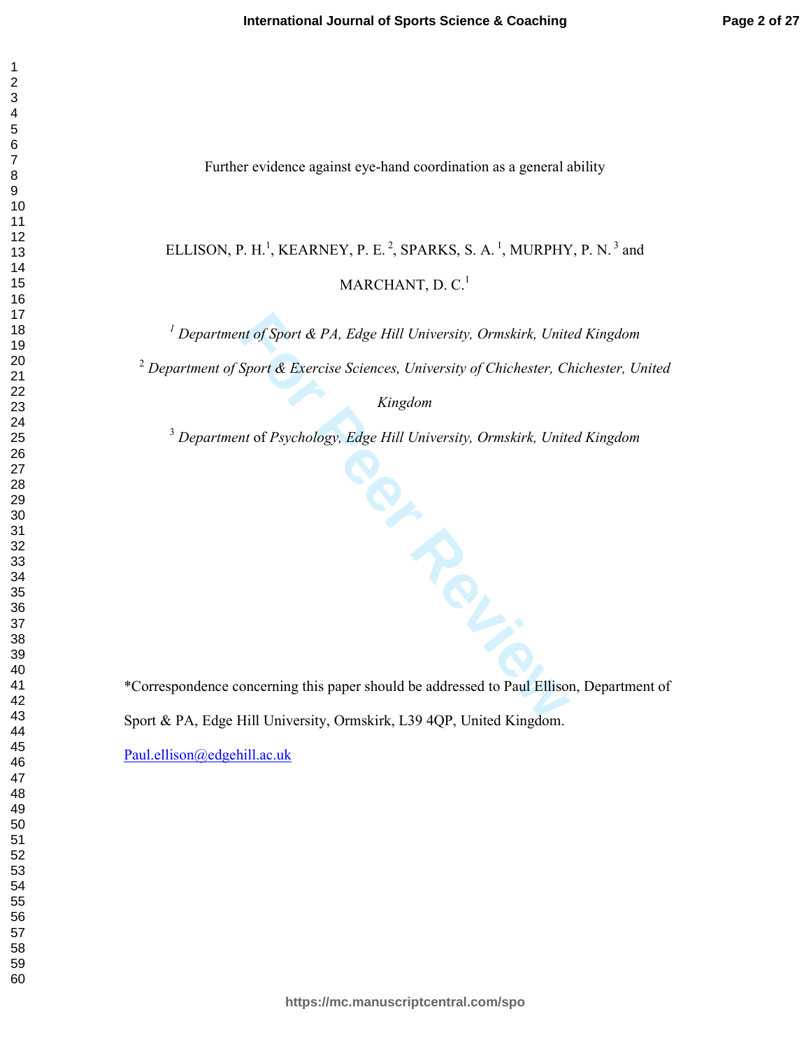Further evidence against eye-hand coordination as a general ability

ELLISON, P. H.[1], KEARNEY, P. E.[2], SPARKS, S. A.[1], MURPHY, P. N.[3] and MARCHANT, D. C.[1]

[1] *Department of Sport & PA, Edge Hill University, Ormskirk, United Kingdom*

[2] *Department of Sport & Exercise Sciences, University of Chichester, Chichester, United Kingdom*

[3] *Department of Psychology, Edge Hill University, Ormskirk, United Kingdom*

*Correspondence concerning this paper should be addressed to Paul Ellison, Department of Sport & PA, Edge Hill University, Ormskirk, L39 4QP, United Kingdom.

Paul.ellison@edgehill.ac.uk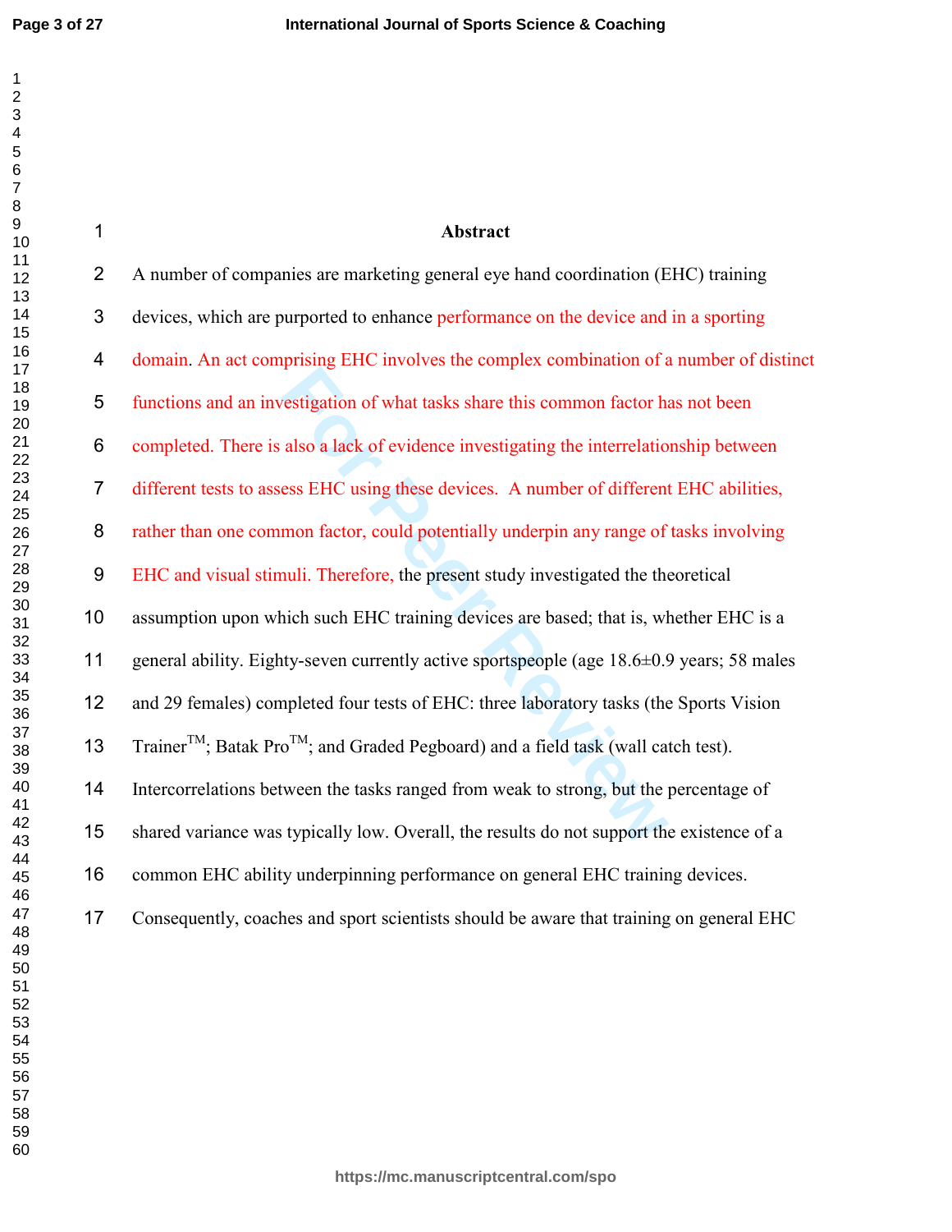# Abstract

A number of companies are marketing general eye hand coordination (EHC) training devices, which are purported to enhance performance on the device and in a sporting domain. An act comprising EHC involves the complex combination of a number of distinct functions and an investigation of what tasks share this common factor has not been completed. There is also a lack of evidence investigating the interrelationship between different tests to assess EHC using these devices. A number of different EHC abilities, rather than one common factor, could potentially underpin any range of tasks involving EHC and visual stimuli. Therefore, the present study investigated the theoretical assumption upon which such EHC training devices are based; that is, whether EHC is a general ability. Eighty-seven currently active sportspeople (age 18.6±0.9 years; 58 males and 29 females) completed four tests of EHC: three laboratory tasks (the Sports Vision Trainer™; Batak Pro™; and Graded Pegboard) and a field task (wall catch test). Intercorrelations between the tasks ranged from weak to strong, but the percentage of shared variance was typically low. Overall, the results do not support the existence of a common EHC ability underpinning performance on general EHC training devices. Consequently, coaches and sport scientists should be aware that training on general EHC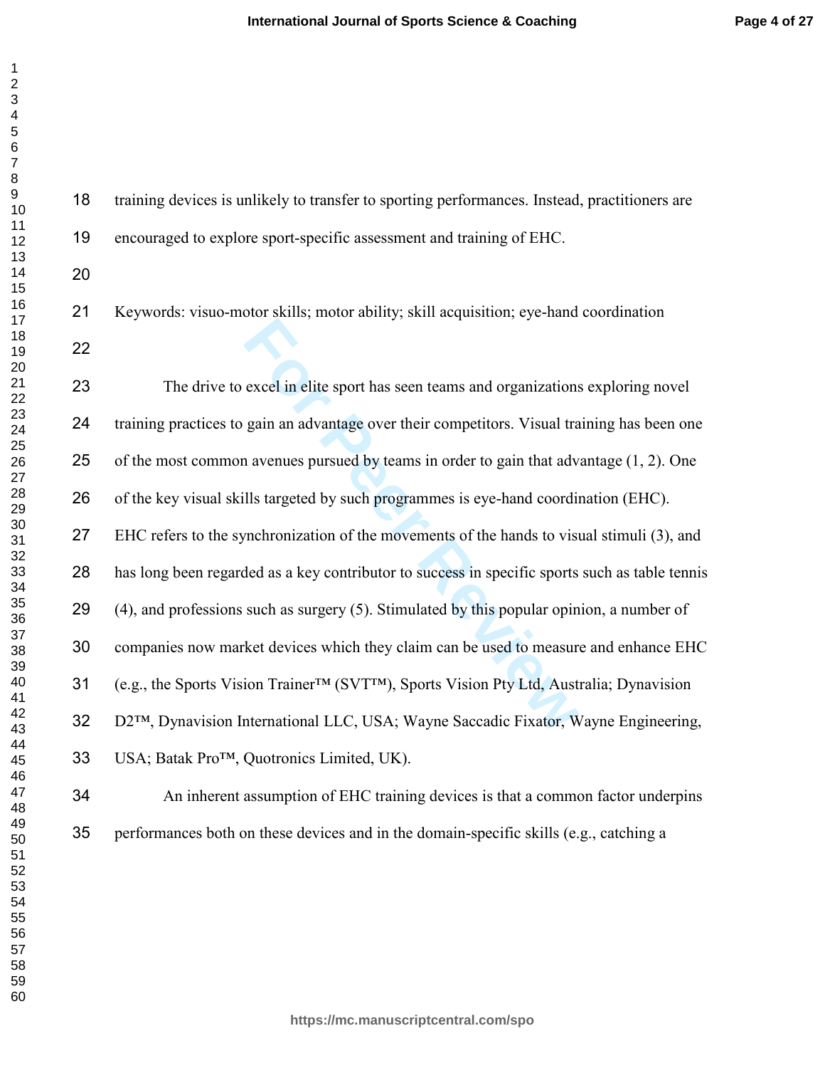training devices is unlikely to transfer to sporting performances. Instead, practitioners are encouraged to explore sport-specific assessment and training of EHC.

Keywords: visuo-motor skills; motor ability; skill acquisition; eye-hand coordination

The drive to excel in elite sport has seen teams and organizations exploring novel training practices to gain an advantage over their competitors. Visual training has been one of the most common avenues pursued by teams in order to gain that advantage (1, 2). One of the key visual skills targeted by such programmes is eye-hand coordination (EHC). EHC refers to the synchronization of the movements of the hands to visual stimuli (3), and has long been regarded as a key contributor to success in specific sports such as table tennis (4), and professions such as surgery (5). Stimulated by this popular opinion, a number of companies now market devices which they claim can be used to measure and enhance EHC (e.g., the Sports Vision Trainer™ (SVT™), Sports Vision Pty Ltd, Australia; Dynavision D2™, Dynavision International LLC, USA; Wayne Saccadic Fixator, Wayne Engineering, USA; Batak Pro™, Quotronics Limited, UK).

An inherent assumption of EHC training devices is that a common factor underpins performances both on these devices and in the domain-specific skills (e.g., catching a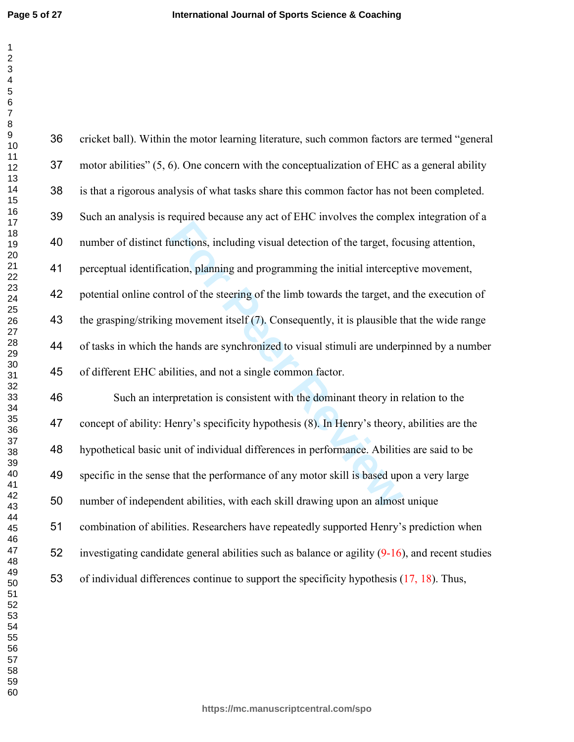cricket ball). Within the motor learning literature, such common factors are termed "general motor abilities" (5, 6). One concern with the conceptualization of EHC as a general ability is that a rigorous analysis of what tasks share this common factor has not been completed. Such an analysis is required because any act of EHC involves the complex integration of a number of distinct functions, including visual detection of the target, focusing attention, perceptual identification, planning and programming the initial interceptive movement, potential online control of the steering of the limb towards the target, and the execution of the grasping/striking movement itself (7). Consequently, it is plausible that the wide range of tasks in which the hands are synchronized to visual stimuli are underpinned by a number of different EHC abilities, and not a single common factor.

Such an interpretation is consistent with the dominant theory in relation to the concept of ability: Henry's specificity hypothesis (8). In Henry's theory, abilities are the hypothetical basic unit of individual differences in performance. Abilities are said to be specific in the sense that the performance of any motor skill is based upon a very large number of independent abilities, with each skill drawing upon an almost unique combination of abilities. Researchers have repeatedly supported Henry's prediction when investigating candidate general abilities such as balance or agility (9-16), and recent studies of individual differences continue to support the specificity hypothesis (17, 18). Thus,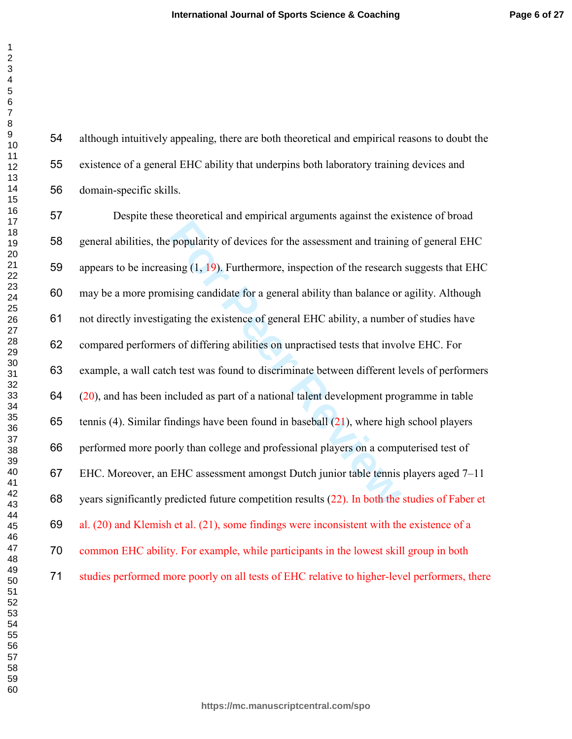although intuitively appealing, there are both theoretical and empirical reasons to doubt the existence of a general EHC ability that underpins both laboratory training devices and domain-specific skills.

Despite these theoretical and empirical arguments against the existence of broad general abilities, the popularity of devices for the assessment and training of general EHC appears to be increasing (1, 19). Furthermore, inspection of the research suggests that EHC may be a more promising candidate for a general ability than balance or agility. Although not directly investigating the existence of general EHC ability, a number of studies have compared performers of differing abilities on unpractised tests that involve EHC. For example, a wall catch test was found to discriminate between different levels of performers (20), and has been included as part of a national talent development programme in table tennis (4). Similar findings have been found in baseball (21), where high school players performed more poorly than college and professional players on a computerised test of EHC. Moreover, an EHC assessment amongst Dutch junior table tennis players aged 7–11 years significantly predicted future competition results (22). In both the studies of Faber et al. (20) and Klemish et al. (21), some findings were inconsistent with the existence of a common EHC ability. For example, while participants in the lowest skill group in both studies performed more poorly on all tests of EHC relative to higher-level performers, there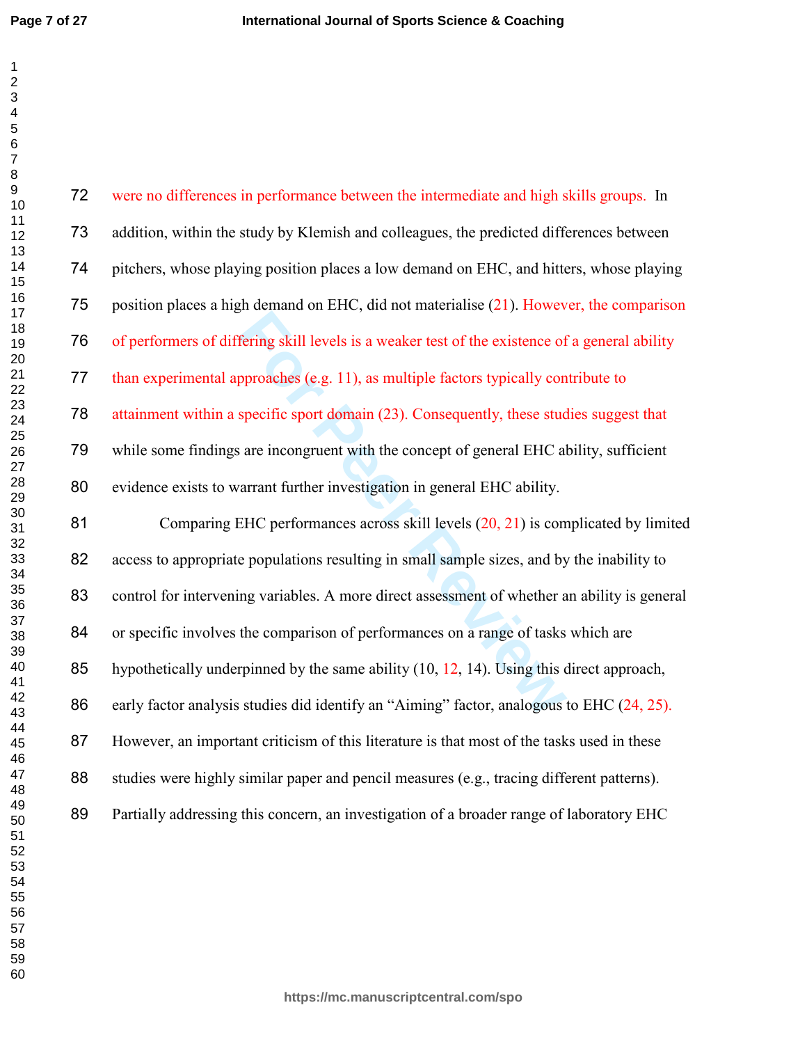were no differences in performance between the intermediate and high skills groups. In addition, within the study by Klemish and colleagues, the predicted differences between pitchers, whose playing position places a low demand on EHC, and hitters, whose playing position places a high demand on EHC, did not materialise (21). However, the comparison of performers of differing skill levels is a weaker test of the existence of a general ability than experimental approaches (e.g. 11), as multiple factors typically contribute to attainment within a specific sport domain (23). Consequently, these studies suggest that while some findings are incongruent with the concept of general EHC ability, sufficient evidence exists to warrant further investigation in general EHC ability.

Comparing EHC performances across skill levels (20, 21) is complicated by limited access to appropriate populations resulting in small sample sizes, and by the inability to control for intervening variables. A more direct assessment of whether an ability is general or specific involves the comparison of performances on a range of tasks which are hypothetically underpinned by the same ability (10, 12, 14). Using this direct approach, early factor analysis studies did identify an "Aiming" factor, analogous to EHC (24, 25). However, an important criticism of this literature is that most of the tasks used in these studies were highly similar paper and pencil measures (e.g., tracing different patterns). Partially addressing this concern, an investigation of a broader range of laboratory EHC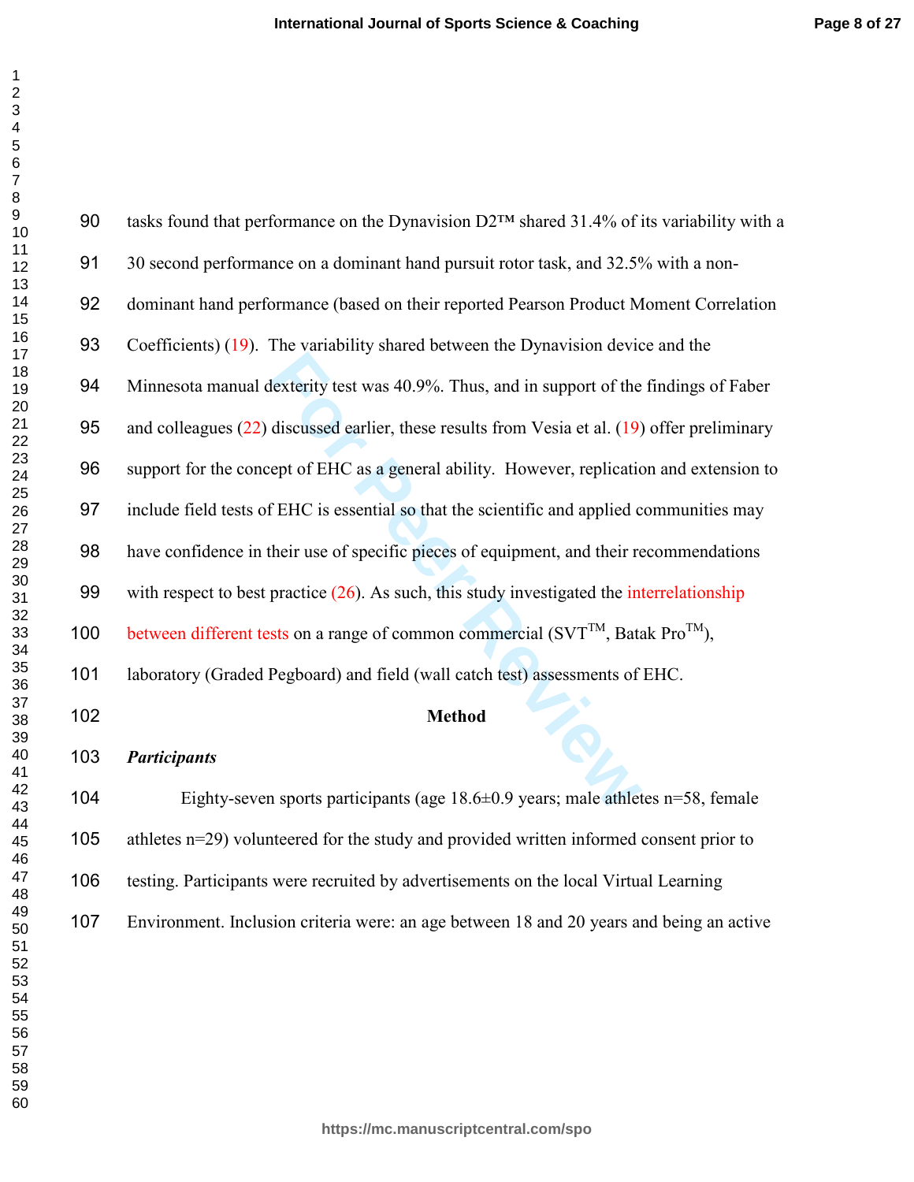tasks found that performance on the Dynavision D2™ shared 31.4% of its variability with a 30 second performance on a dominant hand pursuit rotor task, and 32.5% with a non-dominant hand performance (based on their reported Pearson Product Moment Correlation Coefficients) (19). The variability shared between the Dynavision device and the Minnesota manual dexterity test was 40.9%. Thus, and in support of the findings of Faber and colleagues (22) discussed earlier, these results from Vesia et al. (19) offer preliminary support for the concept of EHC as a general ability. However, replication and extension to include field tests of EHC is essential so that the scientific and applied communities may have confidence in their use of specific pieces of equipment, and their recommendations with respect to best practice (26). As such, this study investigated the interrelationship between different tests on a range of common commercial (SVT™, Batak Pro™), laboratory (Graded Pegboard) and field (wall catch test) assessments of EHC.

## Method

### *Participants*

Eighty-seven sports participants (age 18.6±0.9 years; male athletes n=58, female athletes n=29) volunteered for the study and provided written informed consent prior to testing. Participants were recruited by advertisements on the local Virtual Learning Environment. Inclusion criteria were: an age between 18 and 20 years and being an active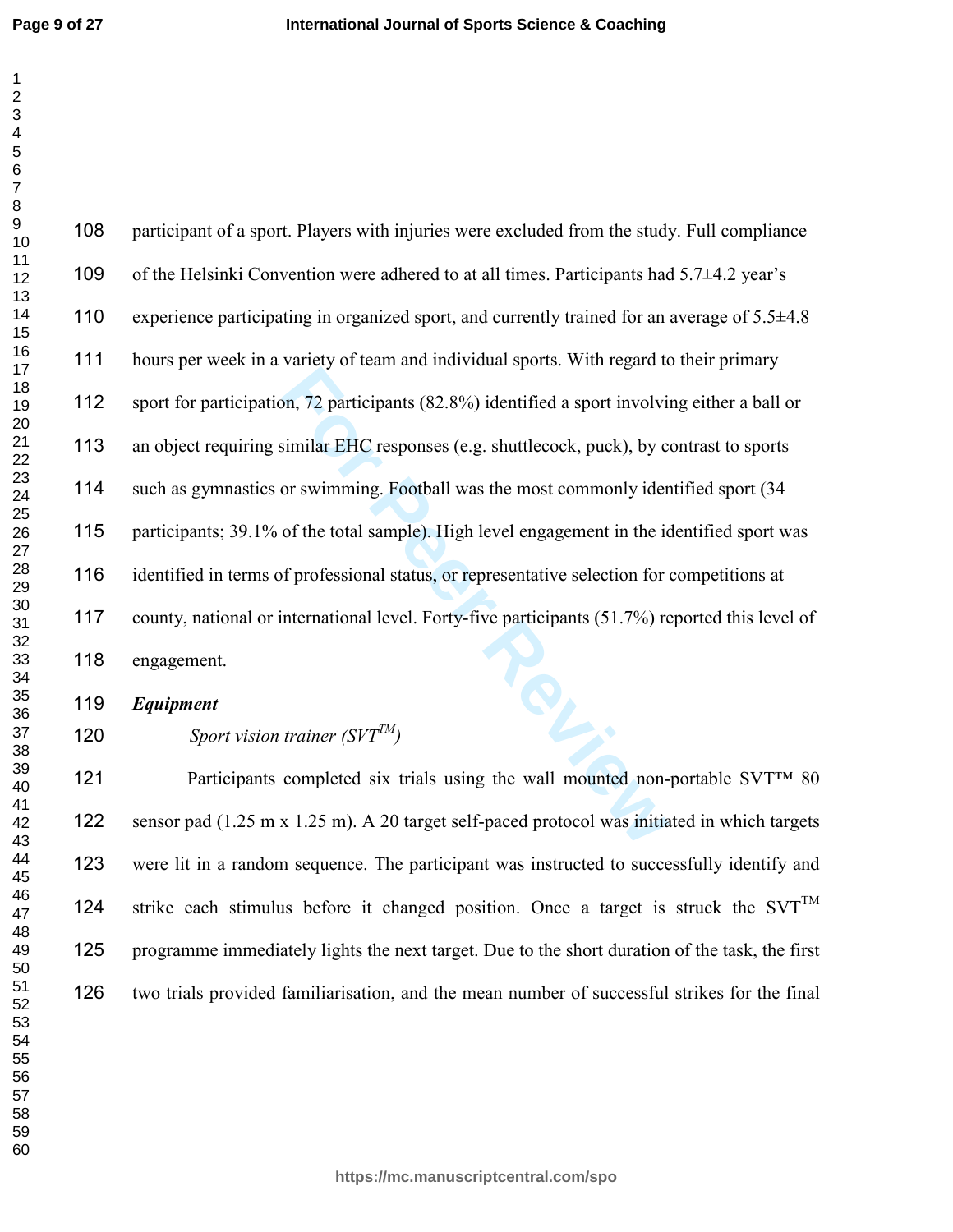participant of a sport. Players with injuries were excluded from the study. Full compliance of the Helsinki Convention were adhered to at all times. Participants had 5.7±4.2 year's experience participating in organized sport, and currently trained for an average of 5.5±4.8 hours per week in a variety of team and individual sports. With regard to their primary sport for participation, 72 participants (82.8%) identified a sport involving either a ball or an object requiring similar EHC responses (e.g. shuttlecock, puck), by contrast to sports such as gymnastics or swimming. Football was the most commonly identified sport (34 participants; 39.1% of the total sample). High level engagement in the identified sport was identified in terms of professional status, or representative selection for competitions at county, national or international level. Forty-five participants (51.7%) reported this level of engagement.

***Equipment***

*Sport vision trainer (SVT™)*

Participants completed six trials using the wall mounted non-portable SVT™ 80 sensor pad (1.25 m x 1.25 m). A 20 target self-paced protocol was initiated in which targets were lit in a random sequence. The participant was instructed to successfully identify and strike each stimulus before it changed position. Once a target is struck the SVT™ programme immediately lights the next target. Due to the short duration of the task, the first two trials provided familiarisation, and the mean number of successful strikes for the final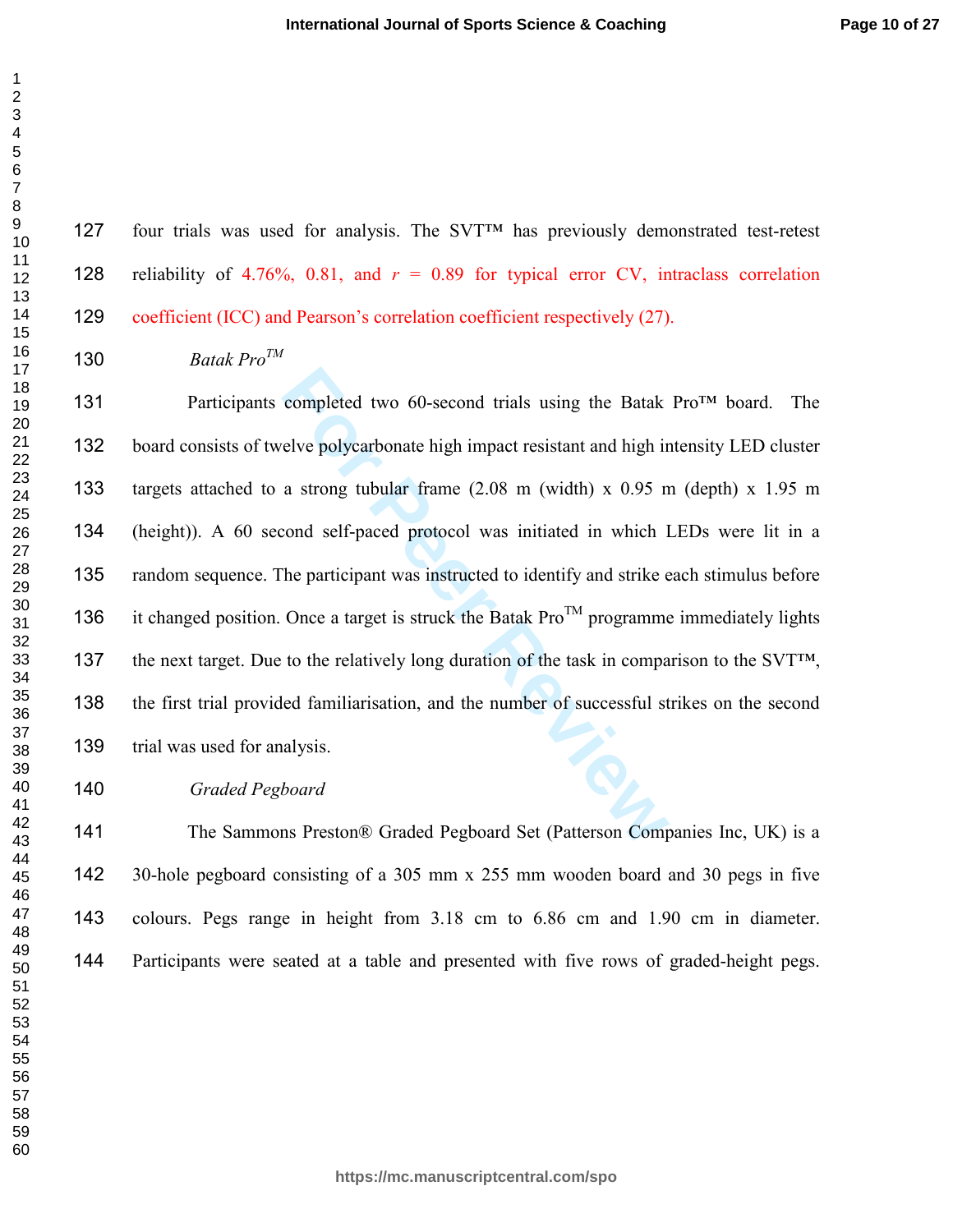four trials was used for analysis. The SVT™ has previously demonstrated test-retest reliability of 4.76%, 0.81, and $r = 0.89$ for typical error CV, intraclass correlation coefficient (ICC) and Pearson's correlation coefficient respectively (27).

*Batak Pro™*

Participants completed two 60-second trials using the Batak Pro™ board. The board consists of twelve polycarbonate high impact resistant and high intensity LED cluster targets attached to a strong tubular frame (2.08 m (width) x 0.95 m (depth) x 1.95 m (height)). A 60 second self-paced protocol was initiated in which LEDs were lit in a random sequence. The participant was instructed to identify and strike each stimulus before it changed position. Once a target is struck the Batak Pro™ programme immediately lights the next target. Due to the relatively long duration of the task in comparison to the SVT™, the first trial provided familiarisation, and the number of successful strikes on the second trial was used for analysis.

*Graded Pegboard*

The Sammons Preston® Graded Pegboard Set (Patterson Companies Inc, UK) is a 30-hole pegboard consisting of a 305 mm x 255 mm wooden board and 30 pegs in five colours. Pegs range in height from 3.18 cm to 6.86 cm and 1.90 cm in diameter. Participants were seated at a table and presented with five rows of graded-height pegs.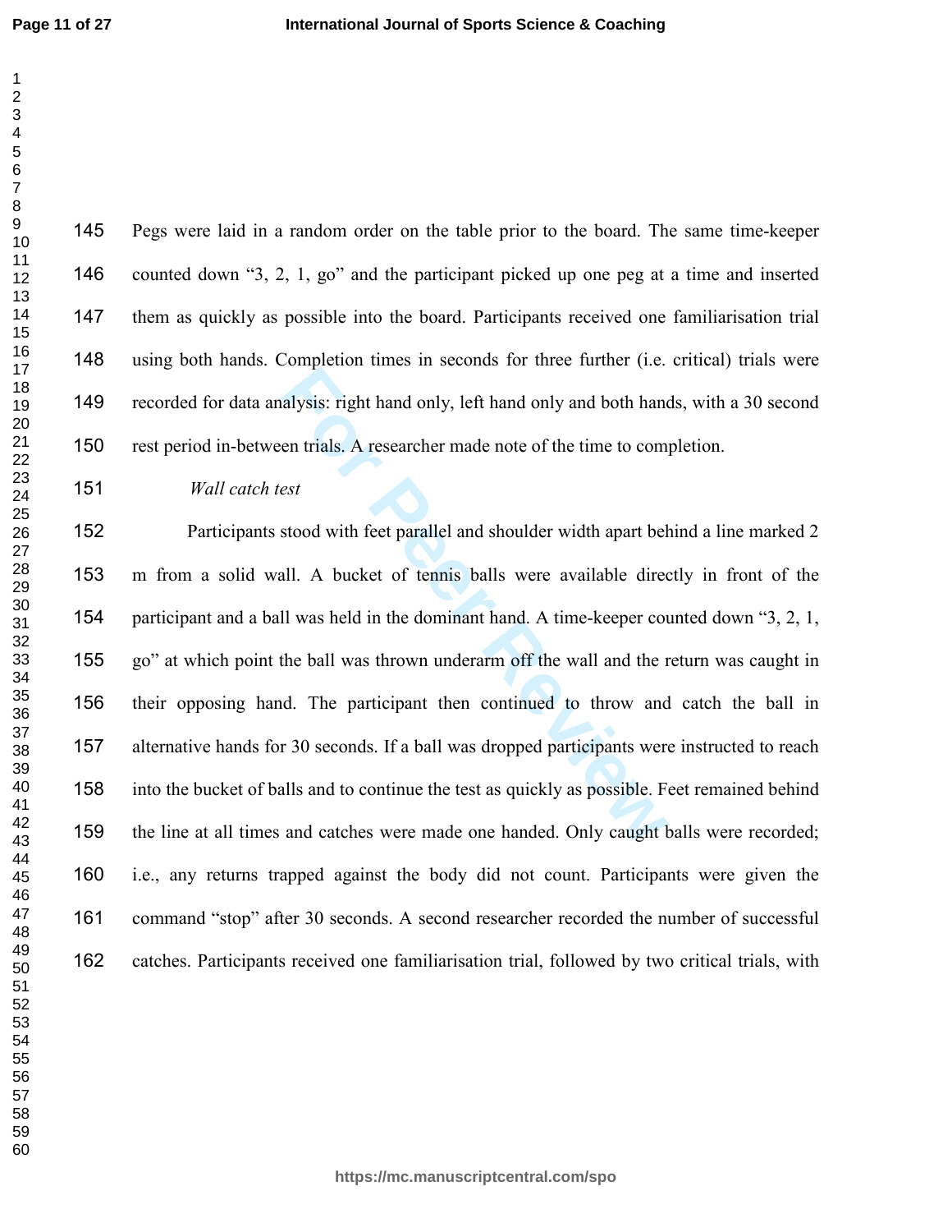Pegs were laid in a random order on the table prior to the board. The same time-keeper counted down "3, 2, 1, go" and the participant picked up one peg at a time and inserted them as quickly as possible into the board. Participants received one familiarisation trial using both hands. Completion times in seconds for three further (i.e. critical) trials were recorded for data analysis: right hand only, left hand only and both hands, with a 30 second rest period in-between trials. A researcher made note of the time to completion.

*Wall catch test*

Participants stood with feet parallel and shoulder width apart behind a line marked 2 m from a solid wall. A bucket of tennis balls were available directly in front of the participant and a ball was held in the dominant hand. A time-keeper counted down "3, 2, 1, go" at which point the ball was thrown underarm off the wall and the return was caught in their opposing hand. The participant then continued to throw and catch the ball in alternative hands for 30 seconds. If a ball was dropped participants were instructed to reach into the bucket of balls and to continue the test as quickly as possible. Feet remained behind the line at all times and catches were made one handed. Only caught balls were recorded; i.e., any returns trapped against the body did not count. Participants were given the command "stop" after 30 seconds. A second researcher recorded the number of successful catches. Participants received one familiarisation trial, followed by two critical trials, with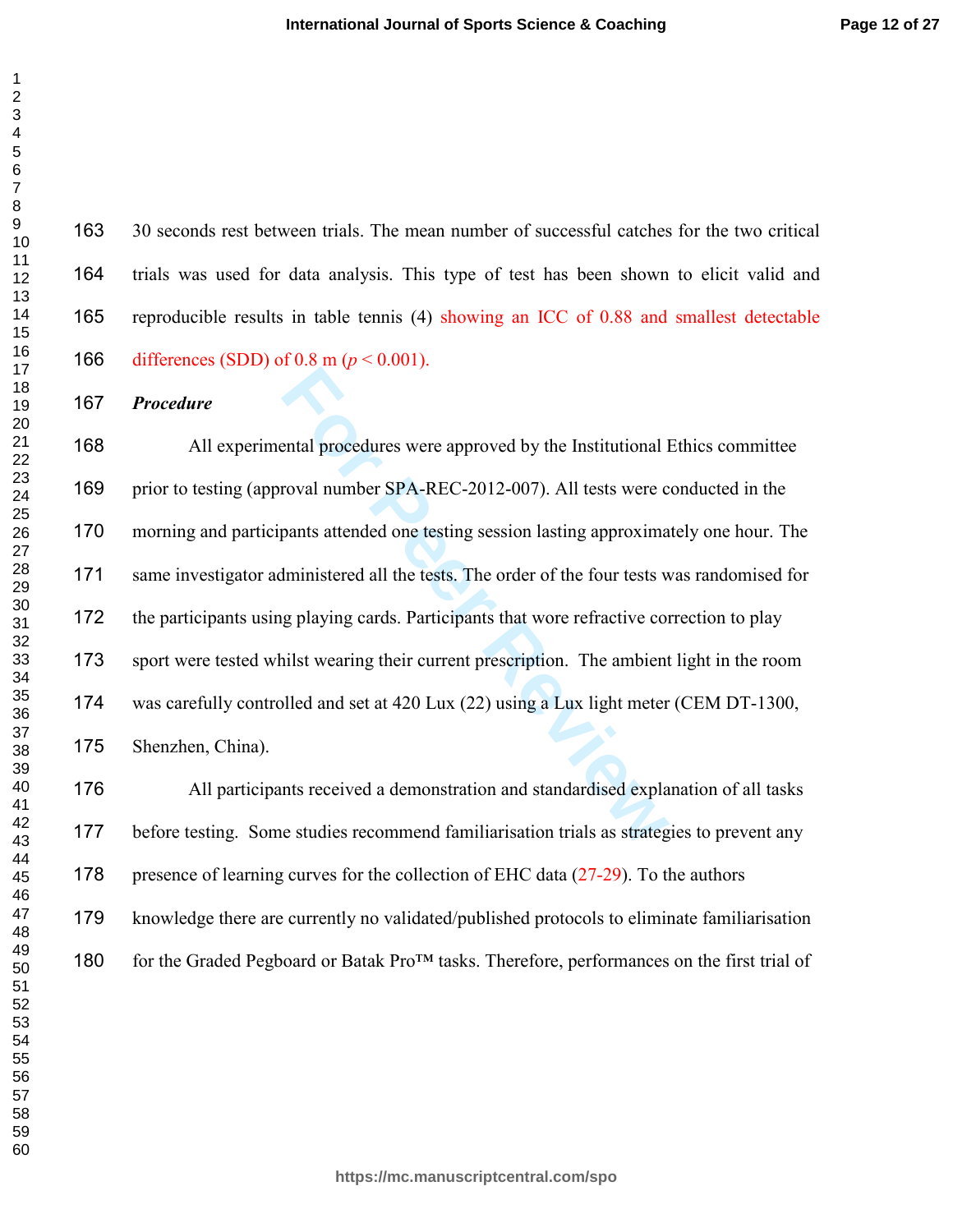30 seconds rest between trials. The mean number of successful catches for the two critical trials was used for data analysis. This type of test has been shown to elicit valid and reproducible results in table tennis (4) showing an ICC of 0.88 and smallest detectable differences (SDD) of 0.8 m ($p < 0.001$).

***Procedure***

All experimental procedures were approved by the Institutional Ethics committee prior to testing (approval number SPA-REC-2012-007). All tests were conducted in the morning and participants attended one testing session lasting approximately one hour. The same investigator administered all the tests. The order of the four tests was randomised for the participants using playing cards. Participants that wore refractive correction to play sport were tested whilst wearing their current prescription. The ambient light in the room was carefully controlled and set at 420 Lux (22) using a Lux light meter (CEM DT-1300, Shenzhen, China).

All participants received a demonstration and standardised explanation of all tasks before testing. Some studies recommend familiarisation trials as strategies to prevent any presence of learning curves for the collection of EHC data (27-29). To the authors knowledge there are currently no validated/published protocols to eliminate familiarisation for the Graded Pegboard or Batak Pro™ tasks. Therefore, performances on the first trial of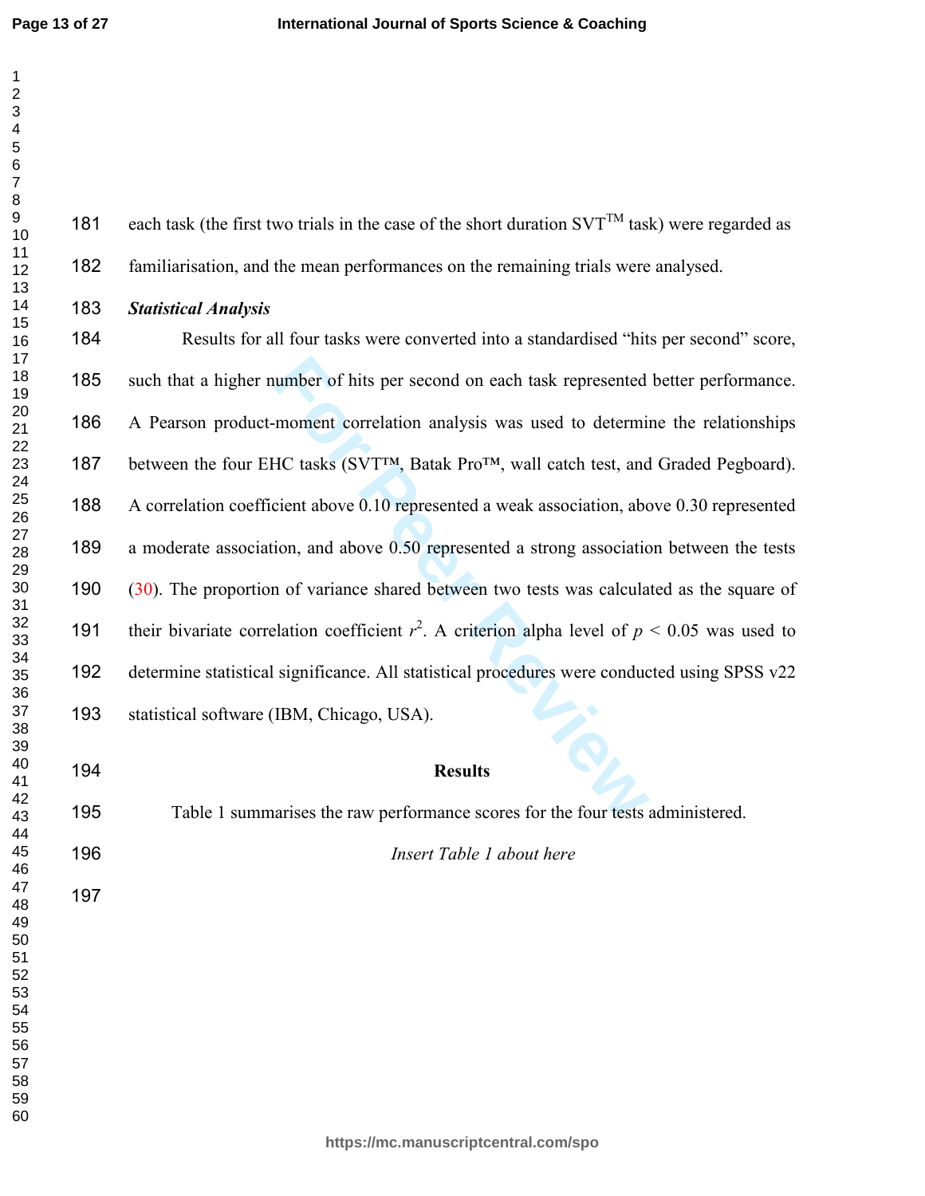each task (the first two trials in the case of the short duration SVT™ task) were regarded as familiarisation, and the mean performances on the remaining trials were analysed.

***Statistical Analysis***

Results for all four tasks were converted into a standardised "hits per second" score, such that a higher number of hits per second on each task represented better performance. A Pearson product-moment correlation analysis was used to determine the relationships between the four EHC tasks (SVT™, Batak Pro™, wall catch test, and Graded Pegboard). A correlation coefficient above 0.10 represented a weak association, above 0.30 represented a moderate association, and above 0.50 represented a strong association between the tests (30). The proportion of variance shared between two tests was calculated as the square of their bivariate correlation coefficient $r^2$. A criterion alpha level of $p < 0.05$ was used to determine statistical significance. All statistical procedures were conducted using SPSS v22 statistical software (IBM, Chicago, USA).

## Results

Table 1 summarises the raw performance scores for the four tests administered.

*Insert Table 1 about here*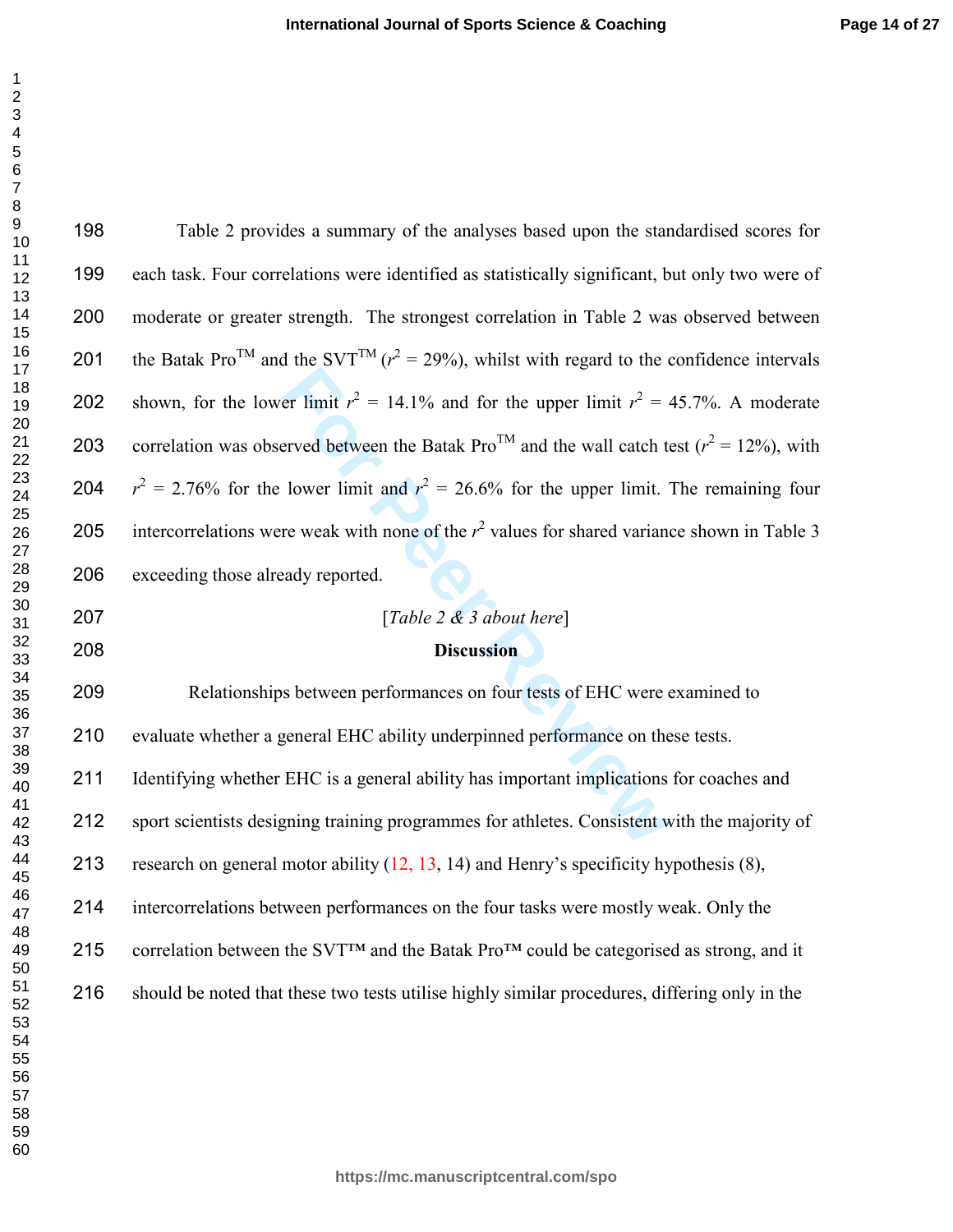Table 2 provides a summary of the analyses based upon the standardised scores for each task. Four correlations were identified as statistically significant, but only two were of moderate or greater strength. The strongest correlation in Table 2 was observed between the Batak Pro™ and the SVT™ ($r^2$ = 29%), whilst with regard to the confidence intervals shown, for the lower limit $r^2$ = 14.1% and for the upper limit $r^2$ = 45.7%. A moderate correlation was observed between the Batak Pro™ and the wall catch test ($r^2$ = 12%), with $r^2$ = 2.76% for the lower limit and $r^2$ = 26.6% for the upper limit. The remaining four intercorrelations were weak with none of the $r^2$ values for shared variance shown in Table 3 exceeding those already reported.

[*Table 2 & 3 about here*]

## Discussion

Relationships between performances on four tests of EHC were examined to evaluate whether a general EHC ability underpinned performance on these tests. Identifying whether EHC is a general ability has important implications for coaches and sport scientists designing training programmes for athletes. Consistent with the majority of research on general motor ability (12, 13, 14) and Henry's specificity hypothesis (8), intercorrelations between performances on the four tasks were mostly weak. Only the correlation between the SVT™ and the Batak Pro™ could be categorised as strong, and it should be noted that these two tests utilise highly similar procedures, differing only in the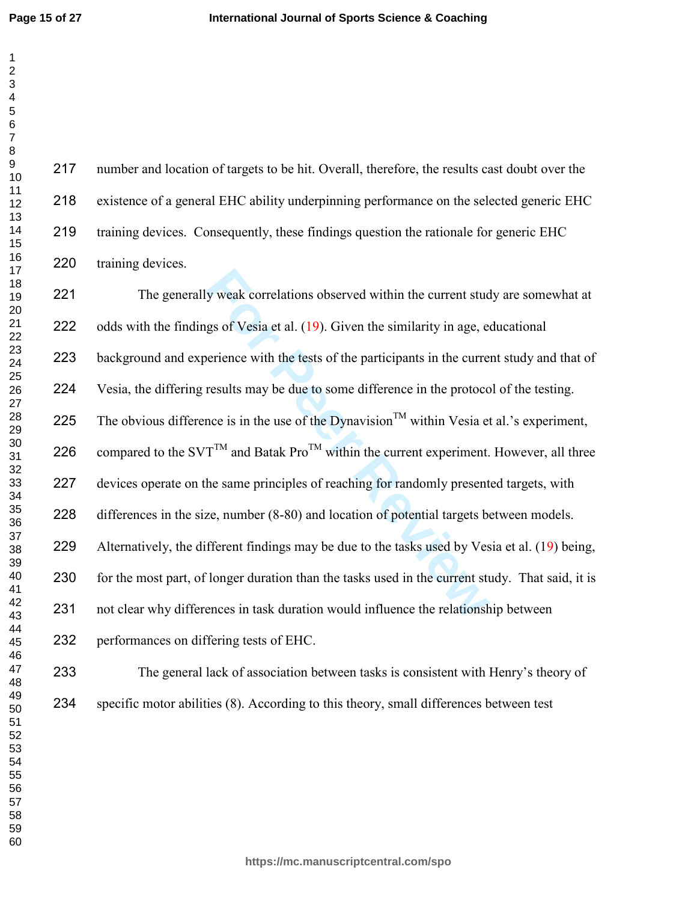number and location of targets to be hit. Overall, therefore, the results cast doubt over the existence of a general EHC ability underpinning performance on the selected generic EHC training devices. Consequently, these findings question the rationale for generic EHC training devices.

The generally weak correlations observed within the current study are somewhat at odds with the findings of Vesia et al. (19). Given the similarity in age, educational background and experience with the tests of the participants in the current study and that of Vesia, the differing results may be due to some difference in the protocol of the testing. The obvious difference is in the use of the Dynavision™ within Vesia et al.'s experiment, compared to the SVT™ and Batak Pro™ within the current experiment. However, all three devices operate on the same principles of reaching for randomly presented targets, with differences in the size, number (8-80) and location of potential targets between models. Alternatively, the different findings may be due to the tasks used by Vesia et al. (19) being, for the most part, of longer duration than the tasks used in the current study. That said, it is not clear why differences in task duration would influence the relationship between performances on differing tests of EHC.

The general lack of association between tasks is consistent with Henry's theory of specific motor abilities (8). According to this theory, small differences between test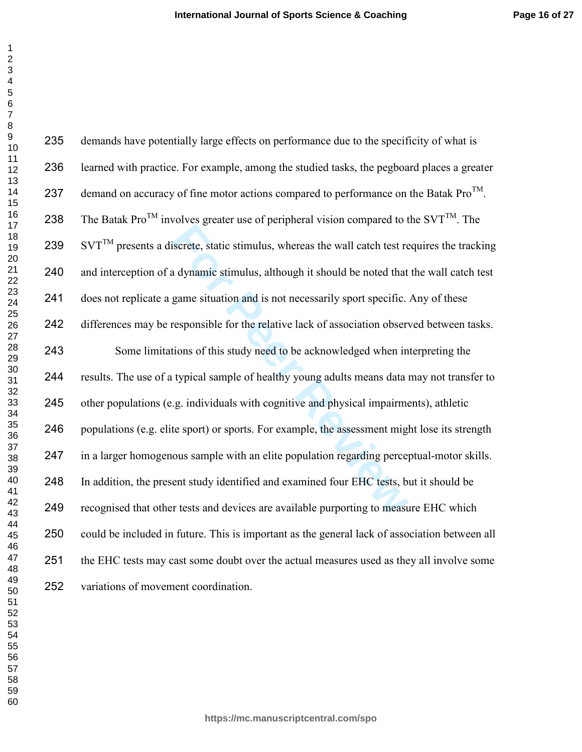demands have potentially large effects on performance due to the specificity of what is learned with practice. For example, among the studied tasks, the pegboard places a greater demand on accuracy of fine motor actions compared to performance on the Batak Pro™. The Batak Pro™ involves greater use of peripheral vision compared to the SVT™. The SVT™ presents a discrete, static stimulus, whereas the wall catch test requires the tracking and interception of a dynamic stimulus, although it should be noted that the wall catch test does not replicate a game situation and is not necessarily sport specific. Any of these differences may be responsible for the relative lack of association observed between tasks.

Some limitations of this study need to be acknowledged when interpreting the results. The use of a typical sample of healthy young adults means data may not transfer to other populations (e.g. individuals with cognitive and physical impairments), athletic populations (e.g. elite sport) or sports. For example, the assessment might lose its strength in a larger homogenous sample with an elite population regarding perceptual-motor skills. In addition, the present study identified and examined four EHC tests, but it should be recognised that other tests and devices are available purporting to measure EHC which could be included in future. This is important as the general lack of association between all the EHC tests may cast some doubt over the actual measures used as they all involve some variations of movement coordination.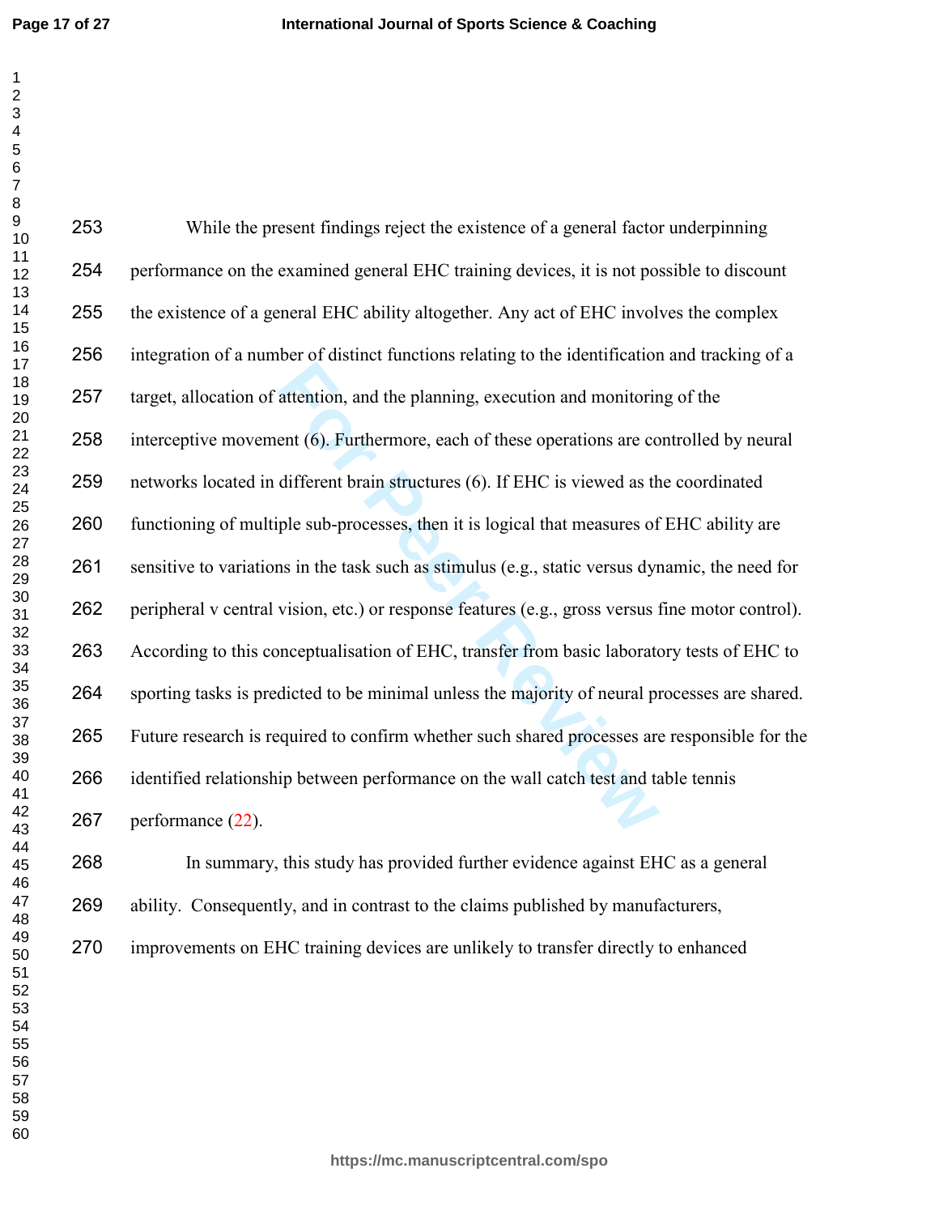While the present findings reject the existence of a general factor underpinning performance on the examined general EHC training devices, it is not possible to discount the existence of a general EHC ability altogether. Any act of EHC involves the complex integration of a number of distinct functions relating to the identification and tracking of a target, allocation of attention, and the planning, execution and monitoring of the interceptive movement (6). Furthermore, each of these operations are controlled by neural networks located in different brain structures (6). If EHC is viewed as the coordinated functioning of multiple sub-processes, then it is logical that measures of EHC ability are sensitive to variations in the task such as stimulus (e.g., static versus dynamic, the need for peripheral v central vision, etc.) or response features (e.g., gross versus fine motor control). According to this conceptualisation of EHC, transfer from basic laboratory tests of EHC to sporting tasks is predicted to be minimal unless the majority of neural processes are shared. Future research is required to confirm whether such shared processes are responsible for the identified relationship between performance on the wall catch test and table tennis performance (22).

In summary, this study has provided further evidence against EHC as a general ability. Consequently, and in contrast to the claims published by manufacturers, improvements on EHC training devices are unlikely to transfer directly to enhanced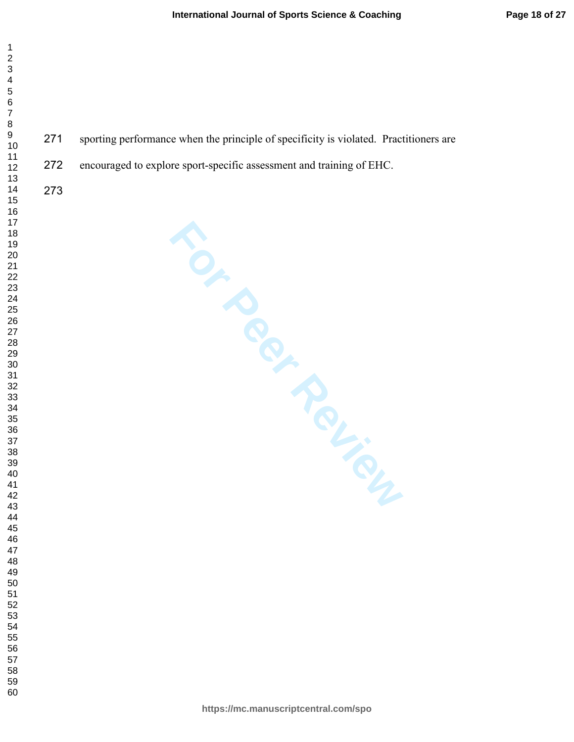sporting performance when the principle of specificity is violated. Practitioners are encouraged to explore sport-specific assessment and training of EHC.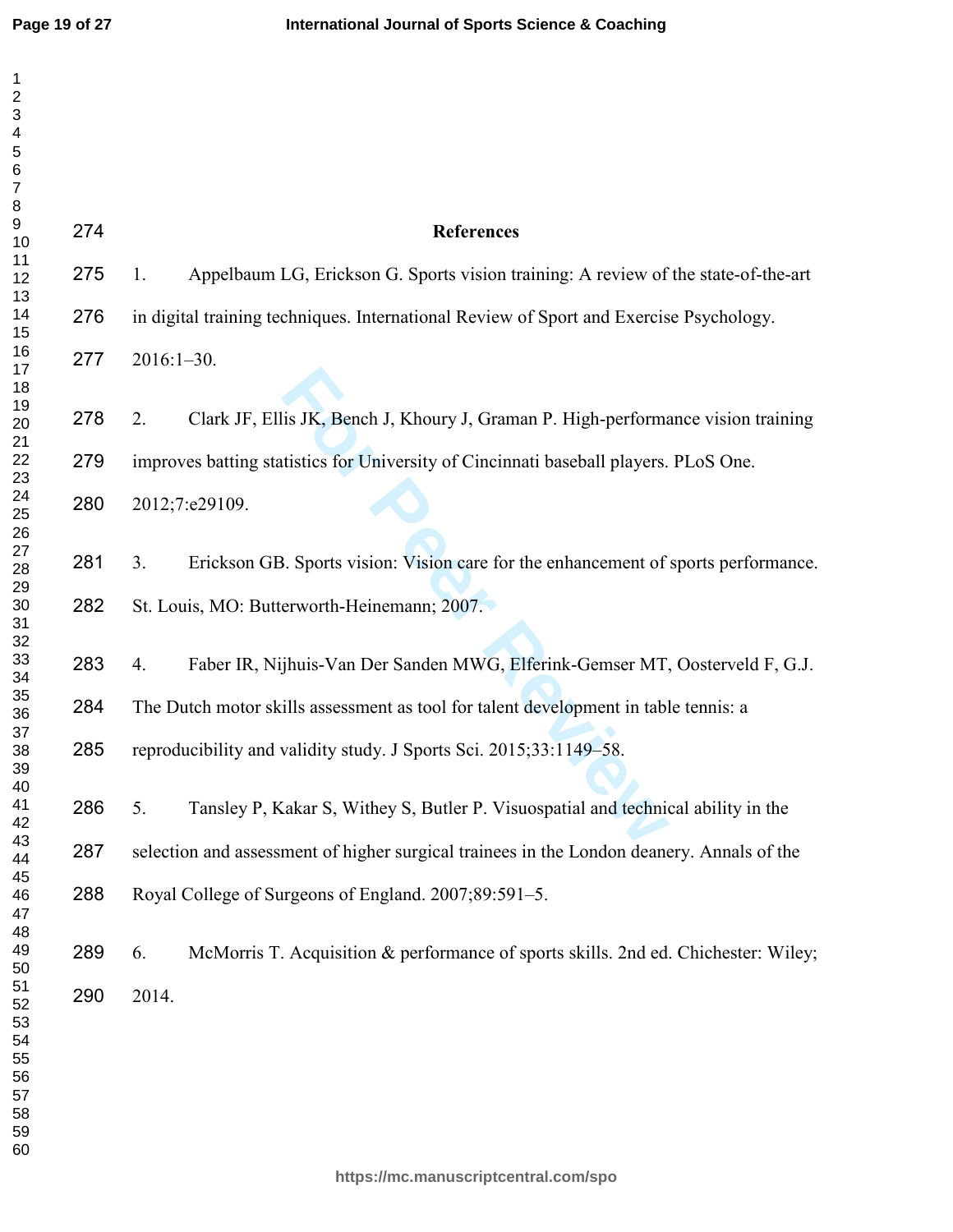## References

1. Appelbaum LG, Erickson G. Sports vision training: A review of the state-of-the-art in digital training techniques. International Review of Sport and Exercise Psychology. 2016:1–30.

2. Clark JF, Ellis JK, Bench J, Khoury J, Graman P. High-performance vision training improves batting statistics for University of Cincinnati baseball players. PLoS One. 2012;7:e29109.

3. Erickson GB. Sports vision: Vision care for the enhancement of sports performance. St. Louis, MO: Butterworth-Heinemann; 2007.

4. Faber IR, Nijhuis-Van Der Sanden MWG, Elferink-Gemser MT, Oosterveld F, G.J. The Dutch motor skills assessment as tool for talent development in table tennis: a reproducibility and validity study. J Sports Sci. 2015;33:1149–58.

5. Tansley P, Kakar S, Withey S, Butler P. Visuospatial and technical ability in the selection and assessment of higher surgical trainees in the London deanery. Annals of the Royal College of Surgeons of England. 2007;89:591–5.

6. McMorris T. Acquisition & performance of sports skills. 2nd ed. Chichester: Wiley; 2014.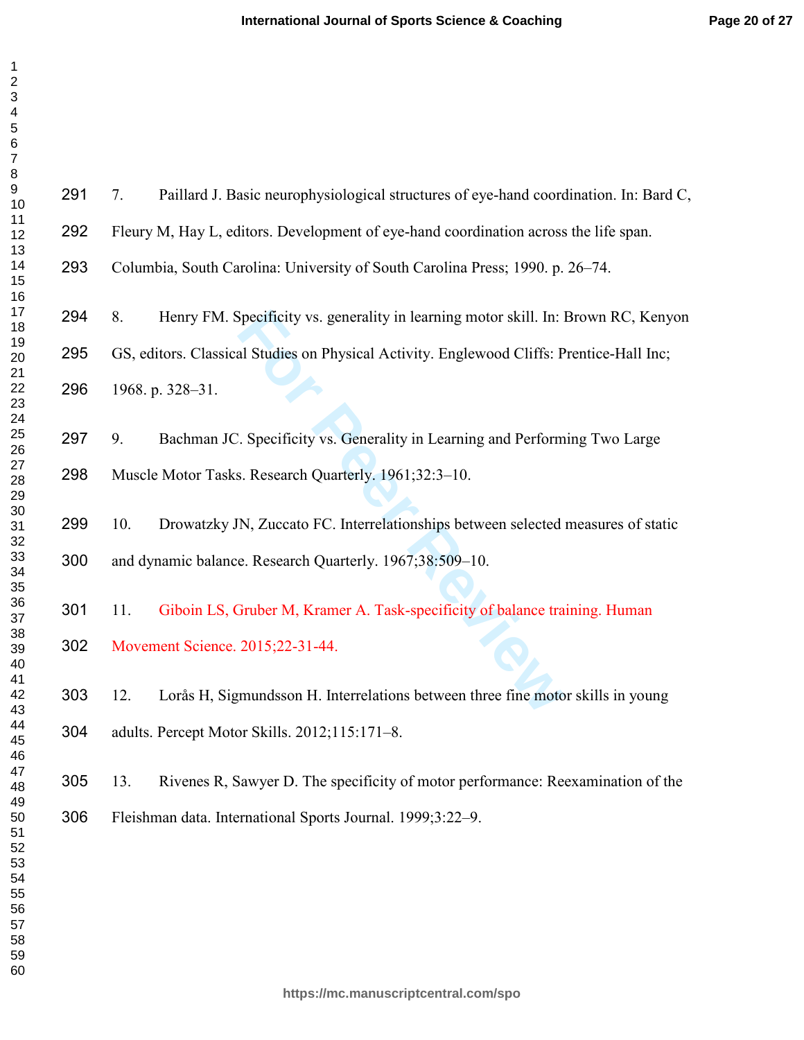7. Paillard J. Basic neurophysiological structures of eye-hand coordination. In: Bard C, Fleury M, Hay L, editors. Development of eye-hand coordination across the life span. Columbia, South Carolina: University of South Carolina Press; 1990. p. 26–74.

8. Henry FM. Specificity vs. generality in learning motor skill. In: Brown RC, Kenyon GS, editors. Classical Studies on Physical Activity. Englewood Cliffs: Prentice-Hall Inc; 1968. p. 328–31.

9. Bachman JC. Specificity vs. Generality in Learning and Performing Two Large Muscle Motor Tasks. Research Quarterly. 1961;32:3–10.

10. Drowatzky JN, Zuccato FC. Interrelationships between selected measures of static and dynamic balance. Research Quarterly. 1967;38:509–10.

11. Giboin LS, Gruber M, Kramer A. Task-specificity of balance training. Human Movement Science. 2015;22-31-44.

12. Lorås H, Sigmundsson H. Interrelations between three fine motor skills in young adults. Percept Motor Skills. 2012;115:171–8.

13. Rivenes R, Sawyer D. The specificity of motor performance: Reexamination of the Fleishman data. International Sports Journal. 1999;3:22–9.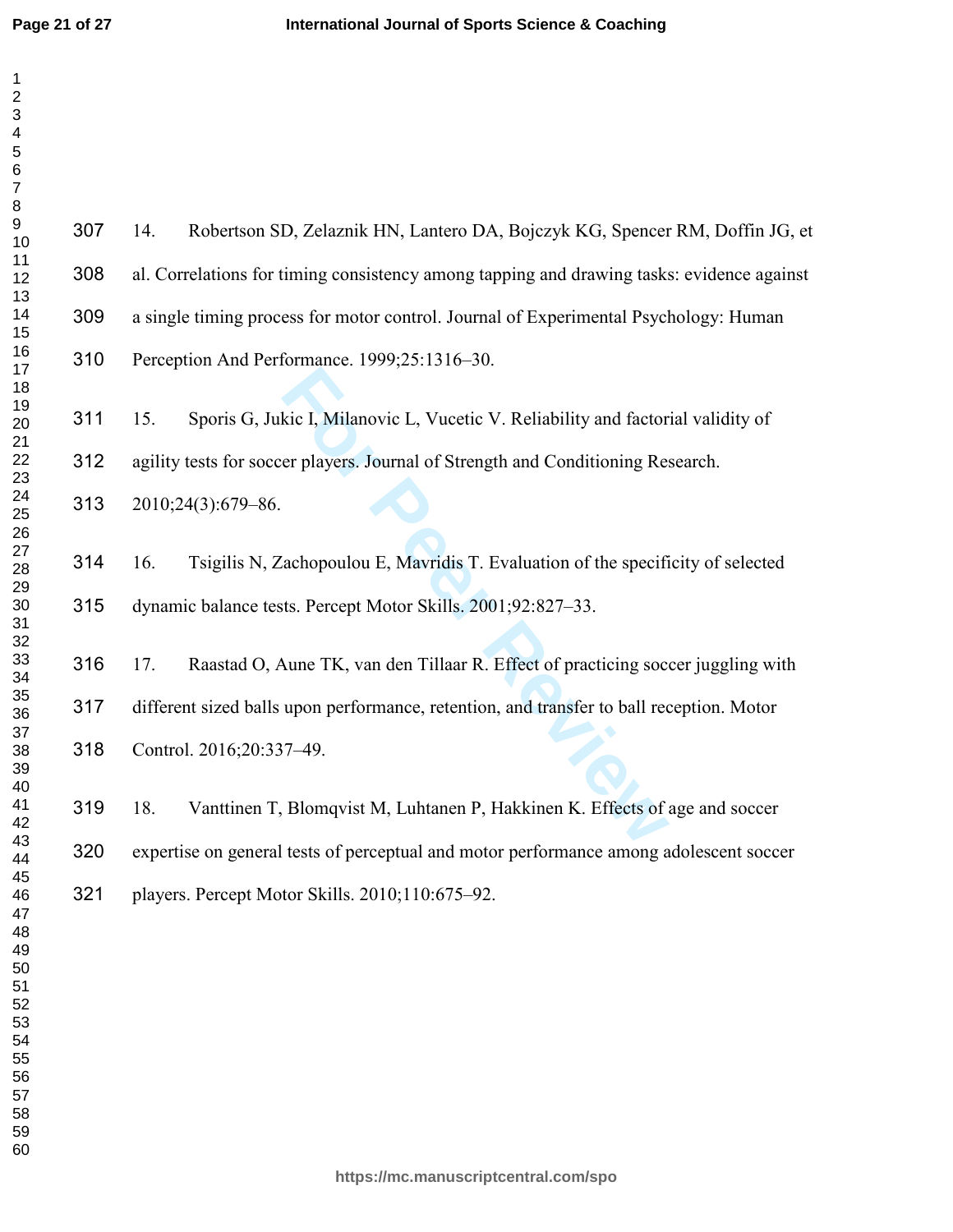14. Robertson SD, Zelaznik HN, Lantero DA, Bojczyk KG, Spencer RM, Doffin JG, et al. Correlations for timing consistency among tapping and drawing tasks: evidence against a single timing process for motor control. Journal of Experimental Psychology: Human Perception And Performance. 1999;25:1316–30.

15. Sporis G, Jukic I, Milanovic L, Vucetic V. Reliability and factorial validity of agility tests for soccer players. Journal of Strength and Conditioning Research. 2010;24(3):679–86.

16. Tsigilis N, Zachopoulou E, Mavridis T. Evaluation of the specificity of selected dynamic balance tests. Percept Motor Skills. 2001;92:827–33.

17. Raastad O, Aune TK, van den Tillaar R. Effect of practicing soccer juggling with different sized balls upon performance, retention, and transfer to ball reception. Motor Control. 2016;20:337–49.

18. Vanttinen T, Blomqvist M, Luhtanen P, Hakkinen K. Effects of age and soccer expertise on general tests of perceptual and motor performance among adolescent soccer players. Percept Motor Skills. 2010;110:675–92.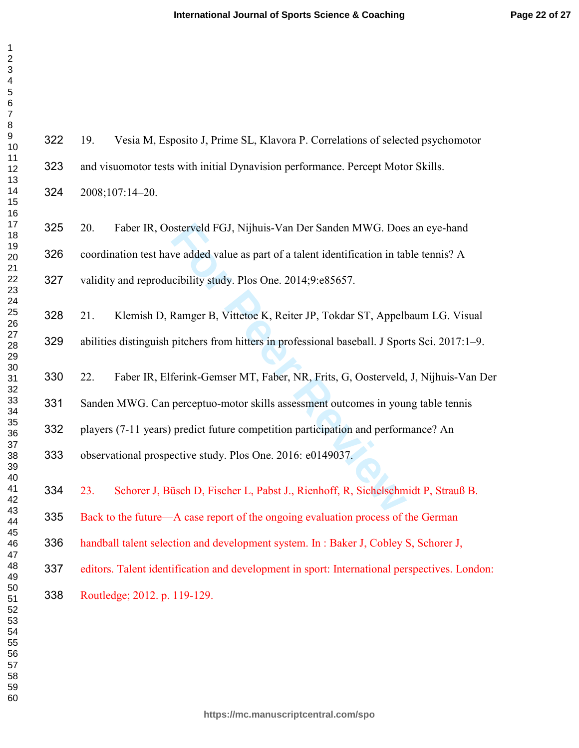19. Vesia M, Esposito J, Prime SL, Klavora P. Correlations of selected psychomotor and visuomotor tests with initial Dynavision performance. Percept Motor Skills. 2008;107:14–20.

20. Faber IR, Oosterveld FGJ, Nijhuis-Van Der Sanden MWG. Does an eye-hand coordination test have added value as part of a talent identification in table tennis? A validity and reproducibility study. Plos One. 2014;9:e85657.

21. Klemish D, Ramger B, Vittetoe K, Reiter JP, Tokdar ST, Appelbaum LG. Visual abilities distinguish pitchers from hitters in professional baseball. J Sports Sci. 2017:1–9.

22. Faber IR, Elferink-Gemser MT, Faber, NR, Frits, G, Oosterveld, J, Nijhuis-Van Der Sanden MWG. Can perceptuo-motor skills assessment outcomes in young table tennis players (7-11 years) predict future competition participation and performance? An observational prospective study. Plos One. 2016: e0149037.

23. Schorer J, Büsch D, Fischer L, Pabst J., Rienhoff, R, Sichelschmidt P, Strauß B. Back to the future—A case report of the ongoing evaluation process of the German handball talent selection and development system. In : Baker J, Cobley S, Schorer J, editors. Talent identification and development in sport: International perspectives. London: Routledge; 2012. p. 119-129.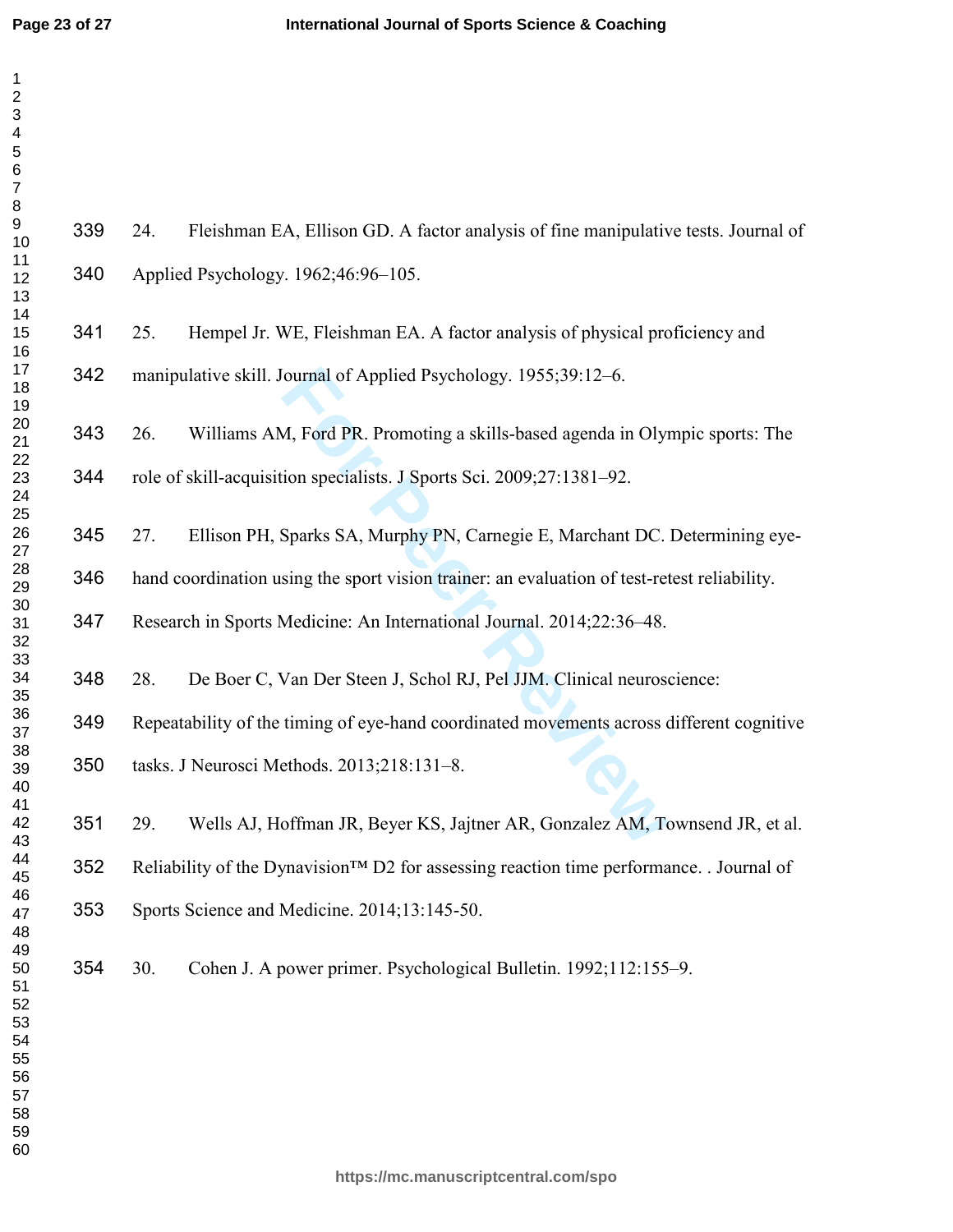24. Fleishman EA, Ellison GD. A factor analysis of fine manipulative tests. Journal of Applied Psychology. 1962;46:96–105.

25. Hempel Jr. WE, Fleishman EA. A factor analysis of physical proficiency and manipulative skill. Journal of Applied Psychology. 1955;39:12–6.

26. Williams AM, Ford PR. Promoting a skills-based agenda in Olympic sports: The role of skill-acquisition specialists. J Sports Sci. 2009;27:1381–92.

27. Ellison PH, Sparks SA, Murphy PN, Carnegie E, Marchant DC. Determining eye-hand coordination using the sport vision trainer: an evaluation of test-retest reliability. Research in Sports Medicine: An International Journal. 2014;22:36–48.

28. De Boer C, Van Der Steen J, Schol RJ, Pel JJM. Clinical neuroscience: Repeatability of the timing of eye-hand coordinated movements across different cognitive tasks. J Neurosci Methods. 2013;218:131–8.

29. Wells AJ, Hoffman JR, Beyer KS, Jajtner AR, Gonzalez AM, Townsend JR, et al. Reliability of the Dynavision™ D2 for assessing reaction time performance. . Journal of Sports Science and Medicine. 2014;13:145-50.

30. Cohen J. A power primer. Psychological Bulletin. 1992;112:155–9.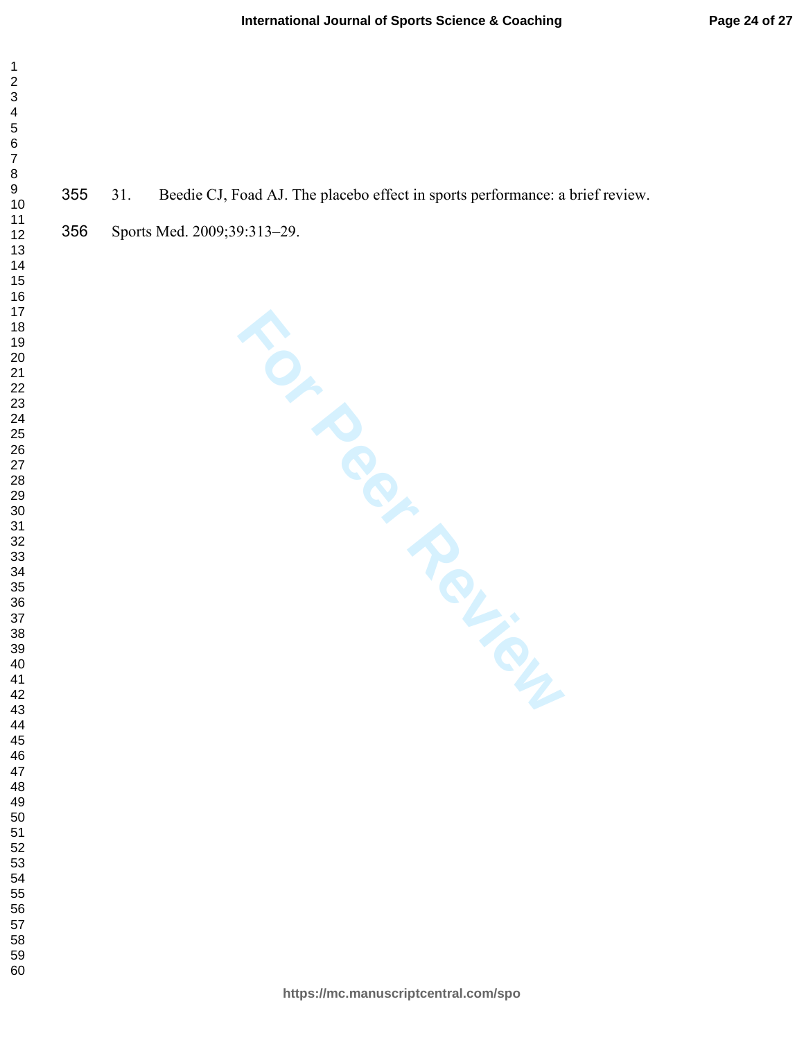31. Beedie CJ, Foad AJ. The placebo effect in sports performance: a brief review. Sports Med. 2009;39:313–29.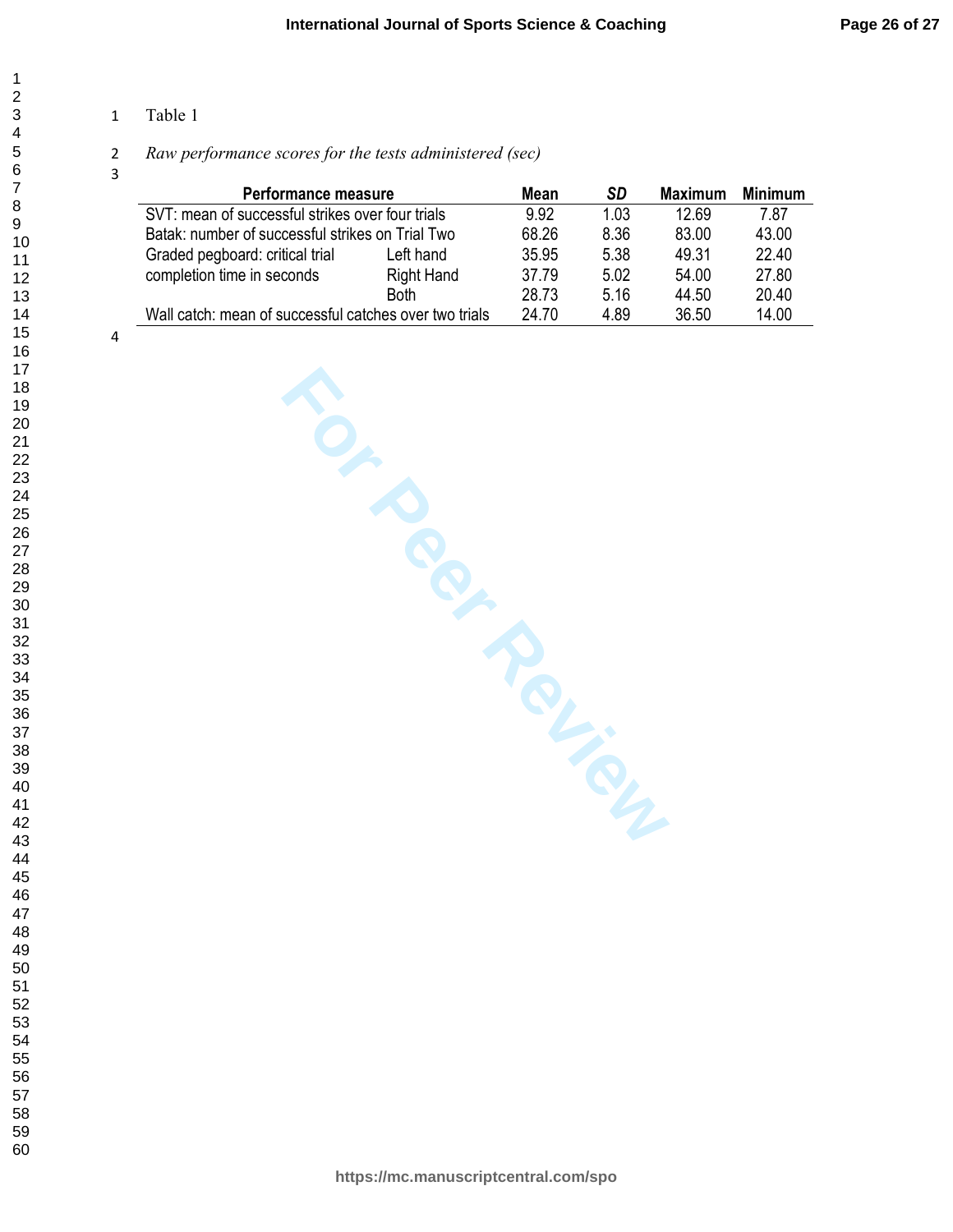Table 1

*Raw performance scores for the tests administered (sec)*

| Performance measure | | Mean | *SD* | Maximum | Minimum |
|---|---|---|---|---|---|
| SVT: mean of successful strikes over four trials | | 9.92 | 1.03 | 12.69 | 7.87 |
| Batak: number of successful strikes on Trial Two | | 68.26 | 8.36 | 83.00 | 43.00 |
| Graded pegboard: critical trial completion time in seconds | Left hand | 35.95 | 5.38 | 49.31 | 22.40 |
| | Right Hand | 37.79 | 5.02 | 54.00 | 27.80 |
| | Both | 28.73 | 5.16 | 44.50 | 20.40 |
| Wall catch: mean of successful catches over two trials | | 24.70 | 4.89 | 36.50 | 14.00 |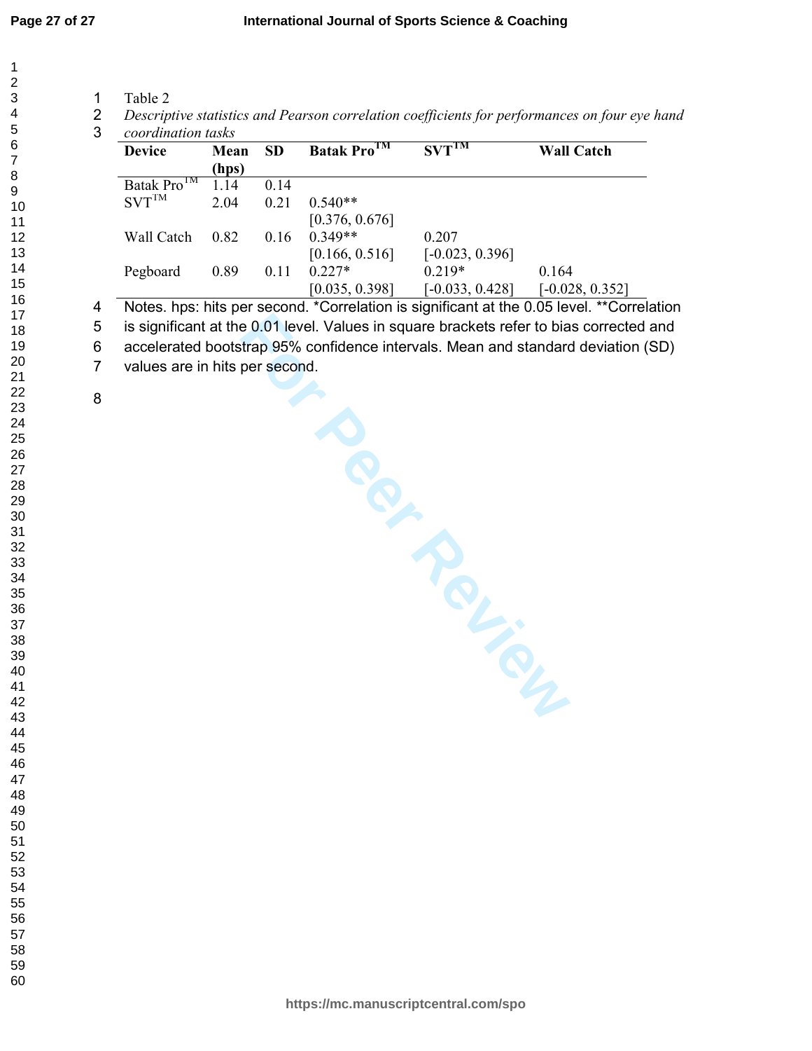Table 2

*Descriptive statistics and Pearson correlation coefficients for performances on four eye hand coordination tasks*

| Device | Mean (hps) | SD | Batak Pro™ | SVT™ | Wall Catch |
|---|---|---|---|---|---|
| Batak Pro™ | 1.14 | 0.14 | | | |
| SVT™ | 2.04 | 0.21 | 0.540** [0.376, 0.676] | | |
| Wall Catch | 0.82 | 0.16 | 0.349** [0.166, 0.516] | 0.207 [-0.023, 0.396] | |
| Pegboard | 0.89 | 0.11 | 0.227* [0.035, 0.398] | 0.219* [-0.033, 0.428] | 0.164 [-0.028, 0.352] |

Notes. hps: hits per second. *Correlation is significant at the 0.05 level. **Correlation is significant at the 0.01 level. Values in square brackets refer to bias corrected and accelerated bootstrap 95% confidence intervals. Mean and standard deviation (SD) values are in hits per second.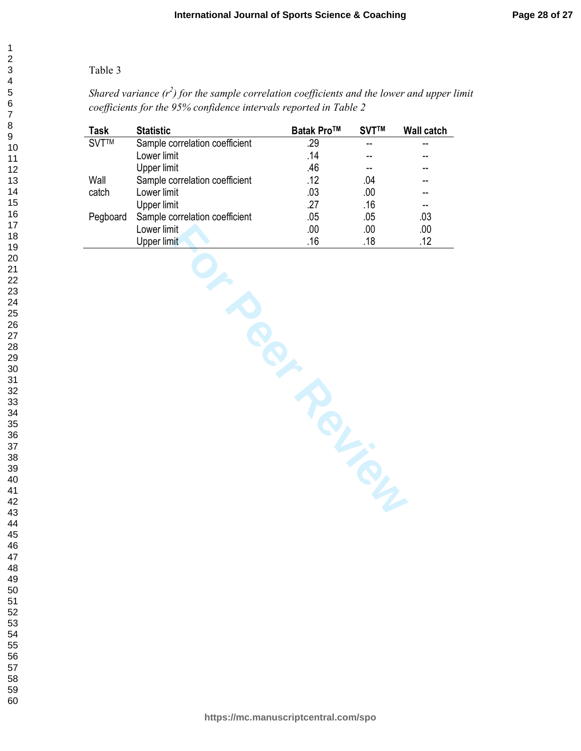Table 3

*Shared variance ($r^2$) for the sample correlation coefficients and the lower and upper limit coefficients for the 95% confidence intervals reported in Table 2*

| Task | Statistic | Batak Pro™ | SVT™ | Wall catch |
|---|---|---|---|---|
| SVT™ | Sample correlation coefficient | .29 | -- | -- |
| | Lower limit | .14 | -- | -- |
| | Upper limit | .46 | -- | -- |
| Wall catch | Sample correlation coefficient | .12 | .04 | -- |
| | Lower limit | .03 | .00 | -- |
| | Upper limit | .27 | .16 | -- |
| Pegboard | Sample correlation coefficient | .05 | .05 | .03 |
| | Lower limit | .00 | .00 | .00 |
| | Upper limit | .16 | .18 | .12 |